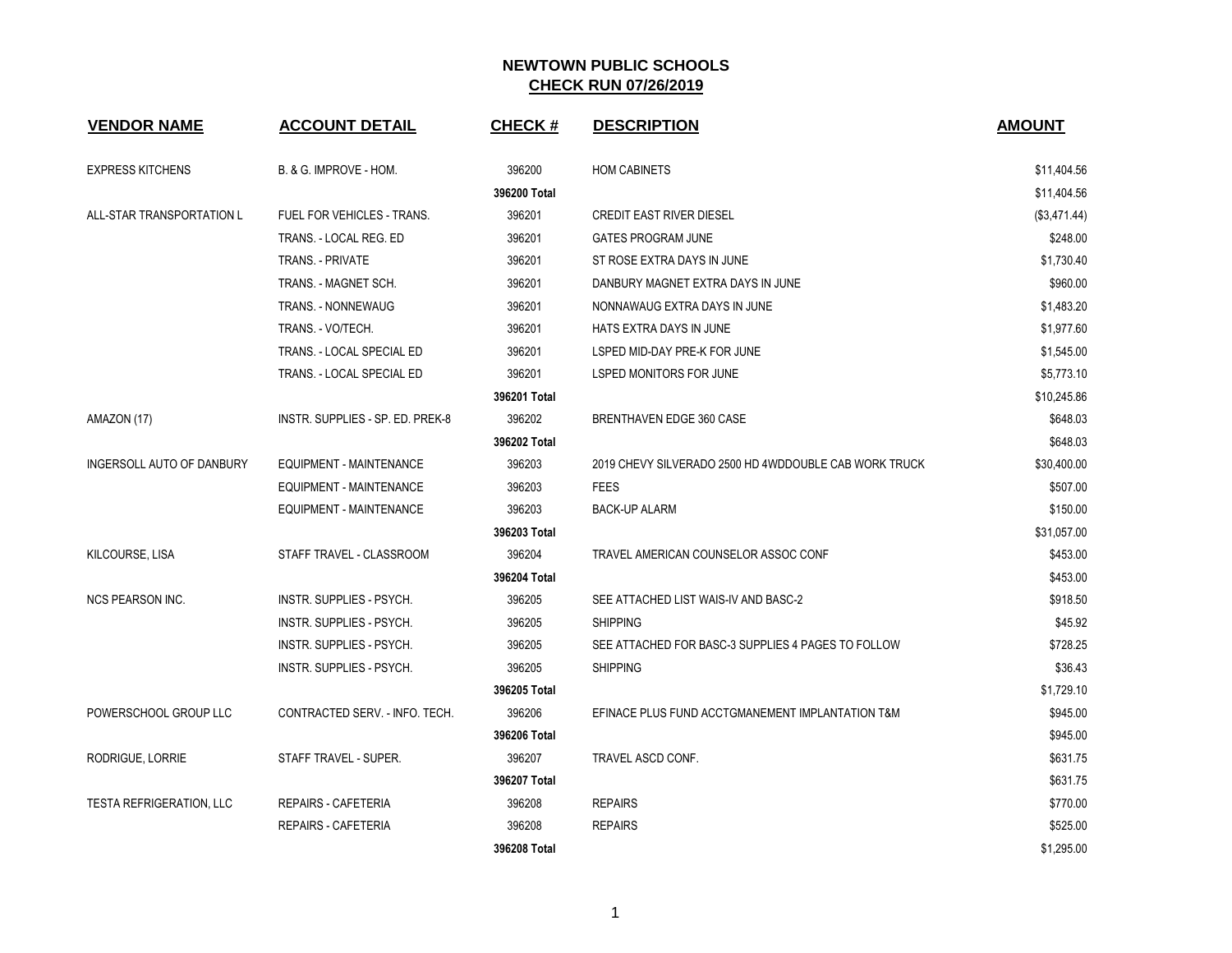# NEWTOWN PUBLIC SCHOOLS

## CHECK RUN 07/26/2019

| VENDOR NAME | ACCOUNT DETAIL | CHECK # | DESCRIPTION | AMOUNT |
|---|---|---|---|---|
| EXPRESS KITCHENS | B. & G. IMPROVE - HOM. | 396200 | HOM CABINETS | $11,404.56 |
| | | **396200 Total** | | $11,404.56 |
| ALL-STAR TRANSPORTATION L | FUEL FOR VEHICLES - TRANS. | 396201 | CREDIT EAST RIVER DIESEL | ($3,471.44) |
| | TRANS. - LOCAL REG. ED | 396201 | GATES PROGRAM JUNE | $248.00 |
| | TRANS. - PRIVATE | 396201 | ST ROSE EXTRA DAYS IN JUNE | $1,730.40 |
| | TRANS. - MAGNET SCH. | 396201 | DANBURY MAGNET EXTRA DAYS IN JUNE | $960.00 |
| | TRANS. - NONNEWAUG | 396201 | NONNAWAUG EXTRA DAYS IN JUNE | $1,483.20 |
| | TRANS. - VO/TECH. | 396201 | HATS EXTRA DAYS IN JUNE | $1,977.60 |
| | TRANS. - LOCAL SPECIAL ED | 396201 | LSPED MID-DAY PRE-K FOR JUNE | $1,545.00 |
| | TRANS. - LOCAL SPECIAL ED | 396201 | LSPED MONITORS FOR JUNE | $5,773.10 |
| | | **396201 Total** | | $10,245.86 |
| AMAZON (17) | INSTR. SUPPLIES - SP. ED. PREK-8 | 396202 | BRENTHAVEN EDGE 360 CASE | $648.03 |
| | | **396202 Total** | | $648.03 |
| INGERSOLL AUTO OF DANBURY | EQUIPMENT - MAINTENANCE | 396203 | 2019 CHEVY SILVERADO 2500 HD 4WDDOUBLE CAB WORK TRUCK | $30,400.00 |
| | EQUIPMENT - MAINTENANCE | 396203 | FEES | $507.00 |
| | EQUIPMENT - MAINTENANCE | 396203 | BACK-UP ALARM | $150.00 |
| | | **396203 Total** | | $31,057.00 |
| KILCOURSE, LISA | STAFF TRAVEL - CLASSROOM | 396204 | TRAVEL AMERICAN COUNSELOR ASSOC CONF | $453.00 |
| | | **396204 Total** | | $453.00 |
| NCS PEARSON INC. | INSTR. SUPPLIES - PSYCH. | 396205 | SEE ATTACHED LIST WAIS-IV AND BASC-2 | $918.50 |
| | INSTR. SUPPLIES - PSYCH. | 396205 | SHIPPING | $45.92 |
| | INSTR. SUPPLIES - PSYCH. | 396205 | SEE ATTACHED FOR BASC-3 SUPPLIES 4 PAGES TO FOLLOW | $728.25 |
| | INSTR. SUPPLIES - PSYCH. | 396205 | SHIPPING | $36.43 |
| | | **396205 Total** | | $1,729.10 |
| POWERSCHOOL GROUP LLC | CONTRACTED SERV. - INFO. TECH. | 396206 | EFINACE PLUS FUND ACCTGMANEMENT IMPLANTATION T&M | $945.00 |
| | | **396206 Total** | | $945.00 |
| RODRIGUE, LORRIE | STAFF TRAVEL - SUPER. | 396207 | TRAVEL ASCD CONF. | $631.75 |
| | | **396207 Total** | | $631.75 |
| TESTA REFRIGERATION, LLC | REPAIRS - CAFETERIA | 396208 | REPAIRS | $770.00 |
| | REPAIRS - CAFETERIA | 396208 | REPAIRS | $525.00 |
| | | **396208 Total** | | $1,295.00 |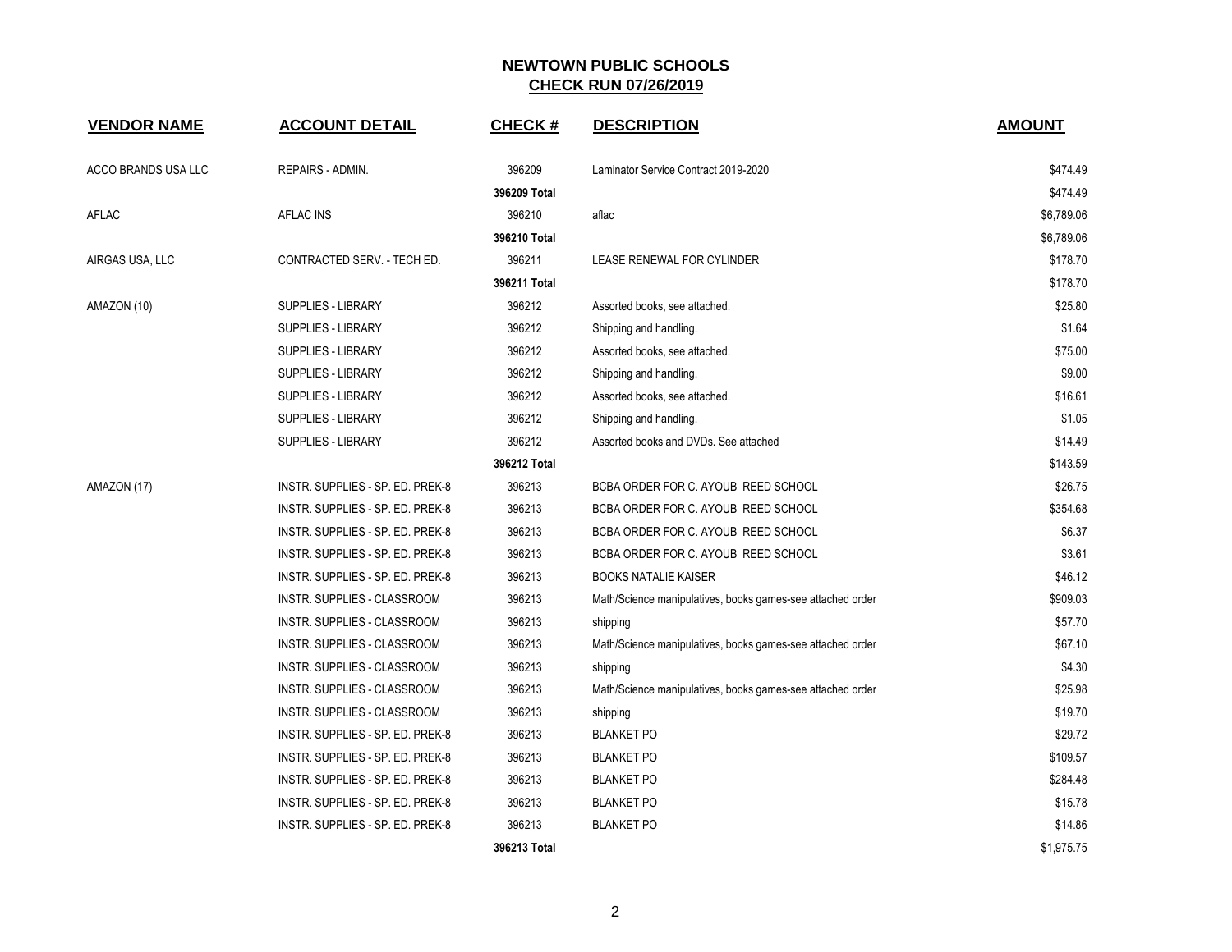# NEWTOWN PUBLIC SCHOOLS

## CHECK RUN 07/26/2019

| VENDOR NAME | ACCOUNT DETAIL | CHECK # | DESCRIPTION | AMOUNT |
|---|---|---|---|---|
| ACCO BRANDS USA LLC | REPAIRS - ADMIN. | 396209 | Laminator Service Contract 2019-2020 | $474.49 |
| | | 396209 Total | | $474.49 |
| AFLAC | AFLAC INS | 396210 | aflac | $6,789.06 |
| | | 396210 Total | | $6,789.06 |
| AIRGAS USA, LLC | CONTRACTED SERV. - TECH ED. | 396211 | LEASE RENEWAL FOR CYLINDER | $178.70 |
| | | 396211 Total | | $178.70 |
| AMAZON (10) | SUPPLIES - LIBRARY | 396212 | Assorted books, see attached. | $25.80 |
| | SUPPLIES - LIBRARY | 396212 | Shipping and handling. | $1.64 |
| | SUPPLIES - LIBRARY | 396212 | Assorted books, see attached. | $75.00 |
| | SUPPLIES - LIBRARY | 396212 | Shipping and handling. | $9.00 |
| | SUPPLIES - LIBRARY | 396212 | Assorted books, see attached. | $16.61 |
| | SUPPLIES - LIBRARY | 396212 | Shipping and handling. | $1.05 |
| | SUPPLIES - LIBRARY | 396212 | Assorted books and DVDs. See attached | $14.49 |
| | | 396212 Total | | $143.59 |
| AMAZON (17) | INSTR. SUPPLIES - SP. ED. PREK-8 | 396213 | BCBA ORDER FOR C. AYOUB REED SCHOOL | $26.75 |
| | INSTR. SUPPLIES - SP. ED. PREK-8 | 396213 | BCBA ORDER FOR C. AYOUB REED SCHOOL | $354.68 |
| | INSTR. SUPPLIES - SP. ED. PREK-8 | 396213 | BCBA ORDER FOR C. AYOUB REED SCHOOL | $6.37 |
| | INSTR. SUPPLIES - SP. ED. PREK-8 | 396213 | BCBA ORDER FOR C. AYOUB REED SCHOOL | $3.61 |
| | INSTR. SUPPLIES - SP. ED. PREK-8 | 396213 | BOOKS NATALIE KAISER | $46.12 |
| | INSTR. SUPPLIES - CLASSROOM | 396213 | Math/Science manipulatives, books games-see attached order | $909.03 |
| | INSTR. SUPPLIES - CLASSROOM | 396213 | shipping | $57.70 |
| | INSTR. SUPPLIES - CLASSROOM | 396213 | Math/Science manipulatives, books games-see attached order | $67.10 |
| | INSTR. SUPPLIES - CLASSROOM | 396213 | shipping | $4.30 |
| | INSTR. SUPPLIES - CLASSROOM | 396213 | Math/Science manipulatives, books games-see attached order | $25.98 |
| | INSTR. SUPPLIES - CLASSROOM | 396213 | shipping | $19.70 |
| | INSTR. SUPPLIES - SP. ED. PREK-8 | 396213 | BLANKET PO | $29.72 |
| | INSTR. SUPPLIES - SP. ED. PREK-8 | 396213 | BLANKET PO | $109.57 |
| | INSTR. SUPPLIES - SP. ED. PREK-8 | 396213 | BLANKET PO | $284.48 |
| | INSTR. SUPPLIES - SP. ED. PREK-8 | 396213 | BLANKET PO | $15.78 |
| | INSTR. SUPPLIES - SP. ED. PREK-8 | 396213 | BLANKET PO | $14.86 |
| | | 396213 Total | | $1,975.75 |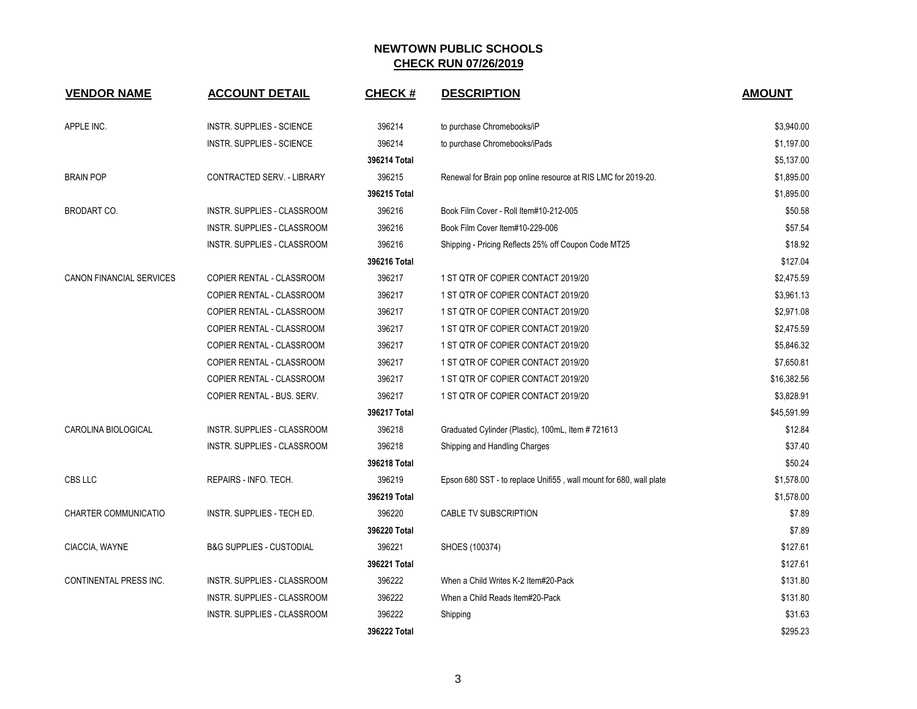# NEWTOWN PUBLIC SCHOOLS

## CHECK RUN 07/26/2019

| VENDOR NAME | ACCOUNT DETAIL | CHECK # | DESCRIPTION | AMOUNT |
|---|---|---|---|---|
| APPLE INC. | INSTR. SUPPLIES - SCIENCE | 396214 | to purchase Chromebooks/iP | $3,940.00 |
| | INSTR. SUPPLIES - SCIENCE | 396214 | to purchase Chromebooks/iPads | $1,197.00 |
| | | 396214 Total | | $5,137.00 |
| BRAIN POP | CONTRACTED SERV. - LIBRARY | 396215 | Renewal for Brain pop online resource at RIS LMC for 2019-20. | $1,895.00 |
| | | 396215 Total | | $1,895.00 |
| BRODART CO. | INSTR. SUPPLIES - CLASSROOM | 396216 | Book Film Cover - Roll Item#10-212-005 | $50.58 |
| | INSTR. SUPPLIES - CLASSROOM | 396216 | Book Film Cover Item#10-229-006 | $57.54 |
| | INSTR. SUPPLIES - CLASSROOM | 396216 | Shipping - Pricing Reflects 25% off Coupon Code MT25 | $18.92 |
| | | 396216 Total | | $127.04 |
| CANON FINANCIAL SERVICES | COPIER RENTAL - CLASSROOM | 396217 | 1 ST QTR OF COPIER CONTACT 2019/20 | $2,475.59 |
| | COPIER RENTAL - CLASSROOM | 396217 | 1 ST QTR OF COPIER CONTACT 2019/20 | $3,961.13 |
| | COPIER RENTAL - CLASSROOM | 396217 | 1 ST QTR OF COPIER CONTACT 2019/20 | $2,971.08 |
| | COPIER RENTAL - CLASSROOM | 396217 | 1 ST QTR OF COPIER CONTACT 2019/20 | $2,475.59 |
| | COPIER RENTAL - CLASSROOM | 396217 | 1 ST QTR OF COPIER CONTACT 2019/20 | $5,846.32 |
| | COPIER RENTAL - CLASSROOM | 396217 | 1 ST QTR OF COPIER CONTACT 2019/20 | $7,650.81 |
| | COPIER RENTAL - CLASSROOM | 396217 | 1 ST QTR OF COPIER CONTACT 2019/20 | $16,382.56 |
| | COPIER RENTAL - BUS. SERV. | 396217 | 1 ST QTR OF COPIER CONTACT 2019/20 | $3,828.91 |
| | | 396217 Total | | $45,591.99 |
| CAROLINA BIOLOGICAL | INSTR. SUPPLIES - CLASSROOM | 396218 | Graduated Cylinder (Plastic), 100mL, Item # 721613 | $12.84 |
| | INSTR. SUPPLIES - CLASSROOM | 396218 | Shipping and Handling Charges | $37.40 |
| | | 396218 Total | | $50.24 |
| CBS LLC | REPAIRS - INFO. TECH. | 396219 | Epson 680 SST - to replace Unifi55 , wall mount for 680, wall plate | $1,578.00 |
| | | 396219 Total | | $1,578.00 |
| CHARTER COMMUNICATIO | INSTR. SUPPLIES - TECH ED. | 396220 | CABLE TV SUBSCRIPTION | $7.89 |
| | | 396220 Total | | $7.89 |
| CIACCIA, WAYNE | B&G SUPPLIES - CUSTODIAL | 396221 | SHOES (100374) | $127.61 |
| | | 396221 Total | | $127.61 |
| CONTINENTAL PRESS INC. | INSTR. SUPPLIES - CLASSROOM | 396222 | When a Child Writes K-2 Item#20-Pack | $131.80 |
| | INSTR. SUPPLIES - CLASSROOM | 396222 | When a Child Reads Item#20-Pack | $131.80 |
| | INSTR. SUPPLIES - CLASSROOM | 396222 | Shipping | $31.63 |
| | | 396222 Total | | $295.23 |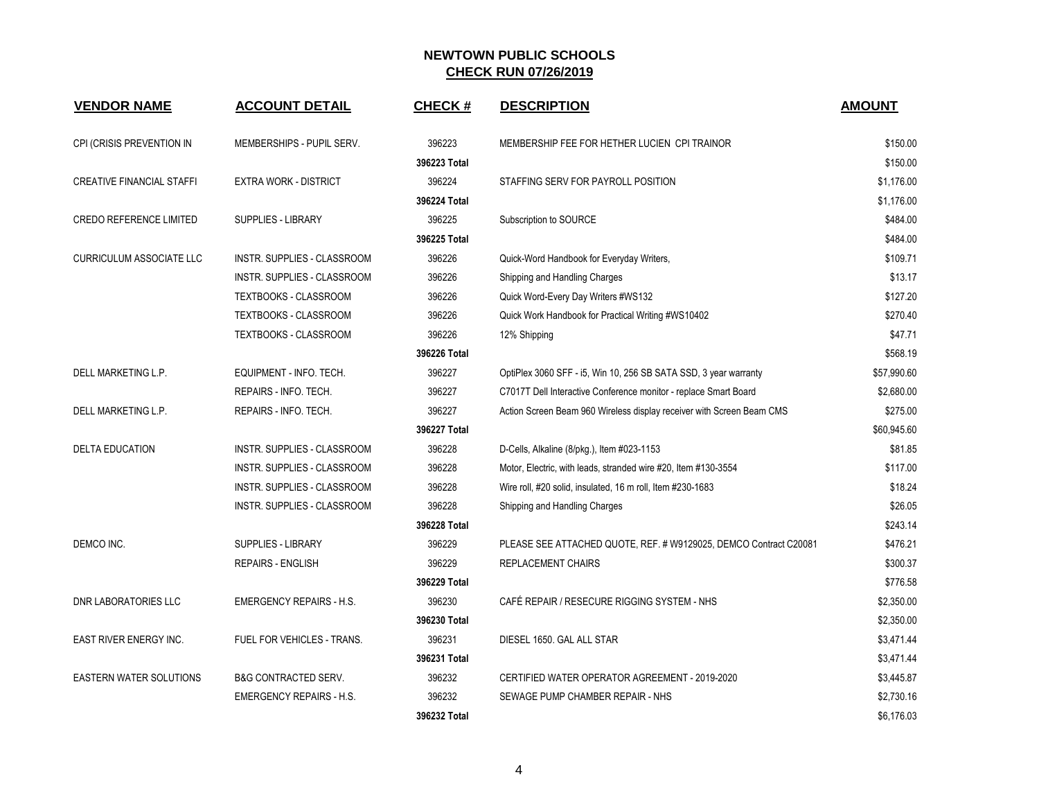# NEWTOWN PUBLIC SCHOOLS

## CHECK RUN 07/26/2019

| VENDOR NAME | ACCOUNT DETAIL | CHECK # | DESCRIPTION | AMOUNT |
|---|---|---|---|---|
| CPI (CRISIS PREVENTION IN | MEMBERSHIPS - PUPIL SERV. | 396223 | MEMBERSHIP FEE FOR HETHER LUCIEN CPI TRAINOR | $150.00 |
| | | **396223 Total** | | $150.00 |
| CREATIVE FINANCIAL STAFFI | EXTRA WORK - DISTRICT | 396224 | STAFFING SERV FOR PAYROLL POSITION | $1,176.00 |
| | | **396224 Total** | | $1,176.00 |
| CREDO REFERENCE LIMITED | SUPPLIES - LIBRARY | 396225 | Subscription to SOURCE | $484.00 |
| | | **396225 Total** | | $484.00 |
| CURRICULUM ASSOCIATE LLC | INSTR. SUPPLIES - CLASSROOM | 396226 | Quick-Word Handbook for Everyday Writers, | $109.71 |
| | INSTR. SUPPLIES - CLASSROOM | 396226 | Shipping and Handling Charges | $13.17 |
| | TEXTBOOKS - CLASSROOM | 396226 | Quick Word-Every Day Writers #WS132 | $127.20 |
| | TEXTBOOKS - CLASSROOM | 396226 | Quick Work Handbook for Practical Writing #WS10402 | $270.40 |
| | TEXTBOOKS - CLASSROOM | 396226 | 12% Shipping | $47.71 |
| | | **396226 Total** | | $568.19 |
| DELL MARKETING L.P. | EQUIPMENT - INFO. TECH. | 396227 | OptiPlex 3060 SFF - i5, Win 10, 256 SB SATA SSD, 3 year warranty | $57,990.60 |
| | REPAIRS - INFO. TECH. | 396227 | C7017T Dell Interactive Conference monitor - replace Smart Board | $2,680.00 |
| DELL MARKETING L.P. | REPAIRS - INFO. TECH. | 396227 | Action Screen Beam 960 Wireless display receiver with Screen Beam CMS | $275.00 |
| | | **396227 Total** | | $60,945.60 |
| DELTA EDUCATION | INSTR. SUPPLIES - CLASSROOM | 396228 | D-Cells, Alkaline (8/pkg.), Item #023-1153 | $81.85 |
| | INSTR. SUPPLIES - CLASSROOM | 396228 | Motor, Electric, with leads, stranded wire #20, Item #130-3554 | $117.00 |
| | INSTR. SUPPLIES - CLASSROOM | 396228 | Wire roll, #20 solid, insulated, 16 m roll, Item #230-1683 | $18.24 |
| | INSTR. SUPPLIES - CLASSROOM | 396228 | Shipping and Handling Charges | $26.05 |
| | | **396228 Total** | | $243.14 |
| DEMCO INC. | SUPPLIES - LIBRARY | 396229 | PLEASE SEE ATTACHED QUOTE, REF. # W9129025, DEMCO Contract C20081 | $476.21 |
| | REPAIRS - ENGLISH | 396229 | REPLACEMENT CHAIRS | $300.37 |
| | | **396229 Total** | | $776.58 |
| DNR LABORATORIES LLC | EMERGENCY REPAIRS - H.S. | 396230 | CAFÉ REPAIR / RESECURE RIGGING SYSTEM - NHS | $2,350.00 |
| | | **396230 Total** | | $2,350.00 |
| EAST RIVER ENERGY INC. | FUEL FOR VEHICLES - TRANS. | 396231 | DIESEL 1650. GAL ALL STAR | $3,471.44 |
| | | **396231 Total** | | $3,471.44 |
| EASTERN WATER SOLUTIONS | B&G CONTRACTED SERV. | 396232 | CERTIFIED WATER OPERATOR AGREEMENT - 2019-2020 | $3,445.87 |
| | EMERGENCY REPAIRS - H.S. | 396232 | SEWAGE PUMP CHAMBER REPAIR - NHS | $2,730.16 |
| | | **396232 Total** | | $6,176.03 |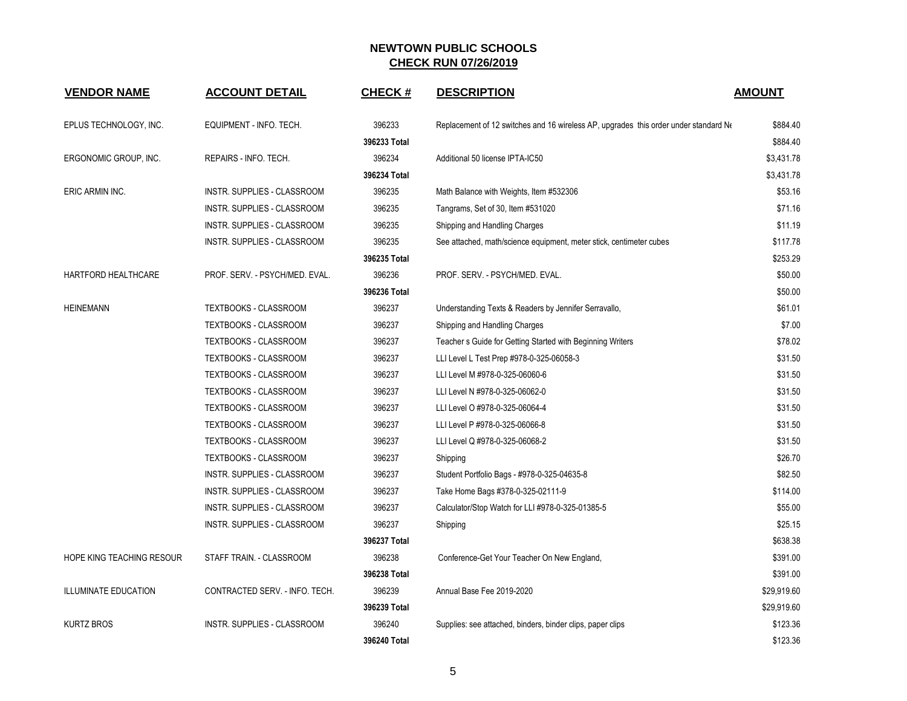# NEWTOWN PUBLIC SCHOOLS

## CHECK RUN 07/26/2019

| VENDOR NAME | ACCOUNT DETAIL | CHECK # | DESCRIPTION | AMOUNT |
|---|---|---|---|---|
| EPLUS TECHNOLOGY, INC. | EQUIPMENT - INFO. TECH. | 396233 | Replacement of 12 switches and 16 wireless AP, upgrades this order under standard Ne | $884.40 |
| | | **396233 Total** | | $884.40 |
| ERGONOMIC GROUP, INC. | REPAIRS - INFO. TECH. | 396234 | Additional 50 license IPTA-IC50 | $3,431.78 |
| | | **396234 Total** | | $3,431.78 |
| ERIC ARMIN INC. | INSTR. SUPPLIES - CLASSROOM | 396235 | Math Balance with Weights, Item #532306 | $53.16 |
| | INSTR. SUPPLIES - CLASSROOM | 396235 | Tangrams, Set of 30, Item #531020 | $71.16 |
| | INSTR. SUPPLIES - CLASSROOM | 396235 | Shipping and Handling Charges | $11.19 |
| | INSTR. SUPPLIES - CLASSROOM | 396235 | See attached, math/science equipment, meter stick, centimeter cubes | $117.78 |
| | | **396235 Total** | | $253.29 |
| HARTFORD HEALTHCARE | PROF. SERV. - PSYCH/MED. EVAL. | 396236 | PROF. SERV. - PSYCH/MED. EVAL. | $50.00 |
| | | **396236 Total** | | $50.00 |
| HEINEMANN | TEXTBOOKS - CLASSROOM | 396237 | Understanding Texts & Readers by Jennifer Serravallo, | $61.01 |
| | TEXTBOOKS - CLASSROOM | 396237 | Shipping and Handling Charges | $7.00 |
| | TEXTBOOKS - CLASSROOM | 396237 | Teacher s Guide for Getting Started with Beginning Writers | $78.02 |
| | TEXTBOOKS - CLASSROOM | 396237 | LLI Level L Test Prep #978-0-325-06058-3 | $31.50 |
| | TEXTBOOKS - CLASSROOM | 396237 | LLI Level M #978-0-325-06060-6 | $31.50 |
| | TEXTBOOKS - CLASSROOM | 396237 | LLI Level N #978-0-325-06062-0 | $31.50 |
| | TEXTBOOKS - CLASSROOM | 396237 | LLI Level O #978-0-325-06064-4 | $31.50 |
| | TEXTBOOKS - CLASSROOM | 396237 | LLI Level P #978-0-325-06066-8 | $31.50 |
| | TEXTBOOKS - CLASSROOM | 396237 | LLI Level Q #978-0-325-06068-2 | $31.50 |
| | TEXTBOOKS - CLASSROOM | 396237 | Shipping | $26.70 |
| | INSTR. SUPPLIES - CLASSROOM | 396237 | Student Portfolio Bags - #978-0-325-04635-8 | $82.50 |
| | INSTR. SUPPLIES - CLASSROOM | 396237 | Take Home Bags #378-0-325-02111-9 | $114.00 |
| | INSTR. SUPPLIES - CLASSROOM | 396237 | Calculator/Stop Watch for LLI #978-0-325-01385-5 | $55.00 |
| | INSTR. SUPPLIES - CLASSROOM | 396237 | Shipping | $25.15 |
| | | **396237 Total** | | $638.38 |
| HOPE KING TEACHING RESOUR | STAFF TRAIN. - CLASSROOM | 396238 | Conference-Get Your Teacher On New England, | $391.00 |
| | | **396238 Total** | | $391.00 |
| ILLUMINATE EDUCATION | CONTRACTED SERV. - INFO. TECH. | 396239 | Annual Base Fee 2019-2020 | $29,919.60 |
| | | **396239 Total** | | $29,919.60 |
| KURTZ BROS | INSTR. SUPPLIES - CLASSROOM | 396240 | Supplies: see attached, binders, binder clips, paper clips | $123.36 |
| | | **396240 Total** | | $123.36 |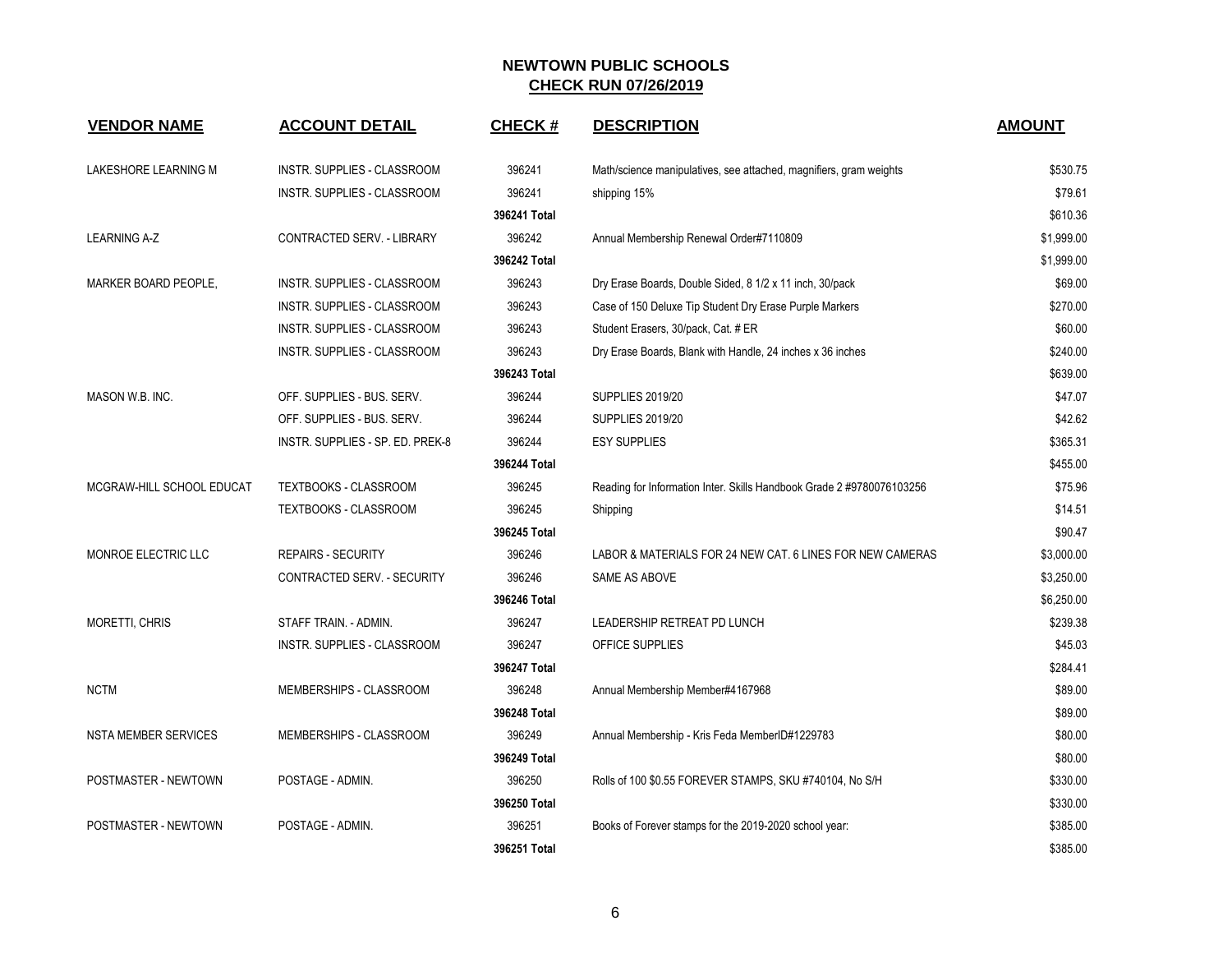# NEWTOWN PUBLIC SCHOOLS

## CHECK RUN 07/26/2019

| VENDOR NAME | ACCOUNT DETAIL | CHECK # | DESCRIPTION | AMOUNT |
|---|---|---|---|---|
| LAKESHORE LEARNING M | INSTR. SUPPLIES - CLASSROOM | 396241 | Math/science manipulatives, see attached, magnifiers, gram weights | $530.75 |
| | INSTR. SUPPLIES - CLASSROOM | 396241 | shipping 15% | $79.61 |
| | | **396241 Total** | | $610.36 |
| LEARNING A-Z | CONTRACTED SERV. - LIBRARY | 396242 | Annual Membership Renewal Order#7110809 | $1,999.00 |
| | | **396242 Total** | | $1,999.00 |
| MARKER BOARD PEOPLE, | INSTR. SUPPLIES - CLASSROOM | 396243 | Dry Erase Boards, Double Sided, 8 1/2 x 11 inch, 30/pack | $69.00 |
| | INSTR. SUPPLIES - CLASSROOM | 396243 | Case of 150 Deluxe Tip Student Dry Erase Purple Markers | $270.00 |
| | INSTR. SUPPLIES - CLASSROOM | 396243 | Student Erasers, 30/pack, Cat. # ER | $60.00 |
| | INSTR. SUPPLIES - CLASSROOM | 396243 | Dry Erase Boards, Blank with Handle, 24 inches x 36 inches | $240.00 |
| | | **396243 Total** | | $639.00 |
| MASON W.B. INC. | OFF. SUPPLIES - BUS. SERV. | 396244 | SUPPLIES 2019/20 | $47.07 |
| | OFF. SUPPLIES - BUS. SERV. | 396244 | SUPPLIES 2019/20 | $42.62 |
| | INSTR. SUPPLIES - SP. ED. PREK-8 | 396244 | ESY SUPPLIES | $365.31 |
| | | **396244 Total** | | $455.00 |
| MCGRAW-HILL SCHOOL EDUCAT | TEXTBOOKS - CLASSROOM | 396245 | Reading for Information Inter. Skills Handbook Grade 2 #9780076103256 | $75.96 |
| | TEXTBOOKS - CLASSROOM | 396245 | Shipping | $14.51 |
| | | **396245 Total** | | $90.47 |
| MONROE ELECTRIC LLC | REPAIRS - SECURITY | 396246 | LABOR & MATERIALS FOR 24 NEW CAT. 6 LINES FOR NEW CAMERAS | $3,000.00 |
| | CONTRACTED SERV. - SECURITY | 396246 | SAME AS ABOVE | $3,250.00 |
| | | **396246 Total** | | $6,250.00 |
| MORETTI, CHRIS | STAFF TRAIN. - ADMIN. | 396247 | LEADERSHIP RETREAT PD LUNCH | $239.38 |
| | INSTR. SUPPLIES - CLASSROOM | 396247 | OFFICE SUPPLIES | $45.03 |
| | | **396247 Total** | | $284.41 |
| NCTM | MEMBERSHIPS - CLASSROOM | 396248 | Annual Membership Member#4167968 | $89.00 |
| | | **396248 Total** | | $89.00 |
| NSTA MEMBER SERVICES | MEMBERSHIPS - CLASSROOM | 396249 | Annual Membership - Kris Feda MemberID#1229783 | $80.00 |
| | | **396249 Total** | | $80.00 |
| POSTMASTER - NEWTOWN | POSTAGE - ADMIN. | 396250 | Rolls of 100 $0.55 FOREVER STAMPS, SKU #740104, No S/H | $330.00 |
| | | **396250 Total** | | $330.00 |
| POSTMASTER - NEWTOWN | POSTAGE - ADMIN. | 396251 | Books of Forever stamps for the 2019-2020 school year: | $385.00 |
| | | **396251 Total** | | $385.00 |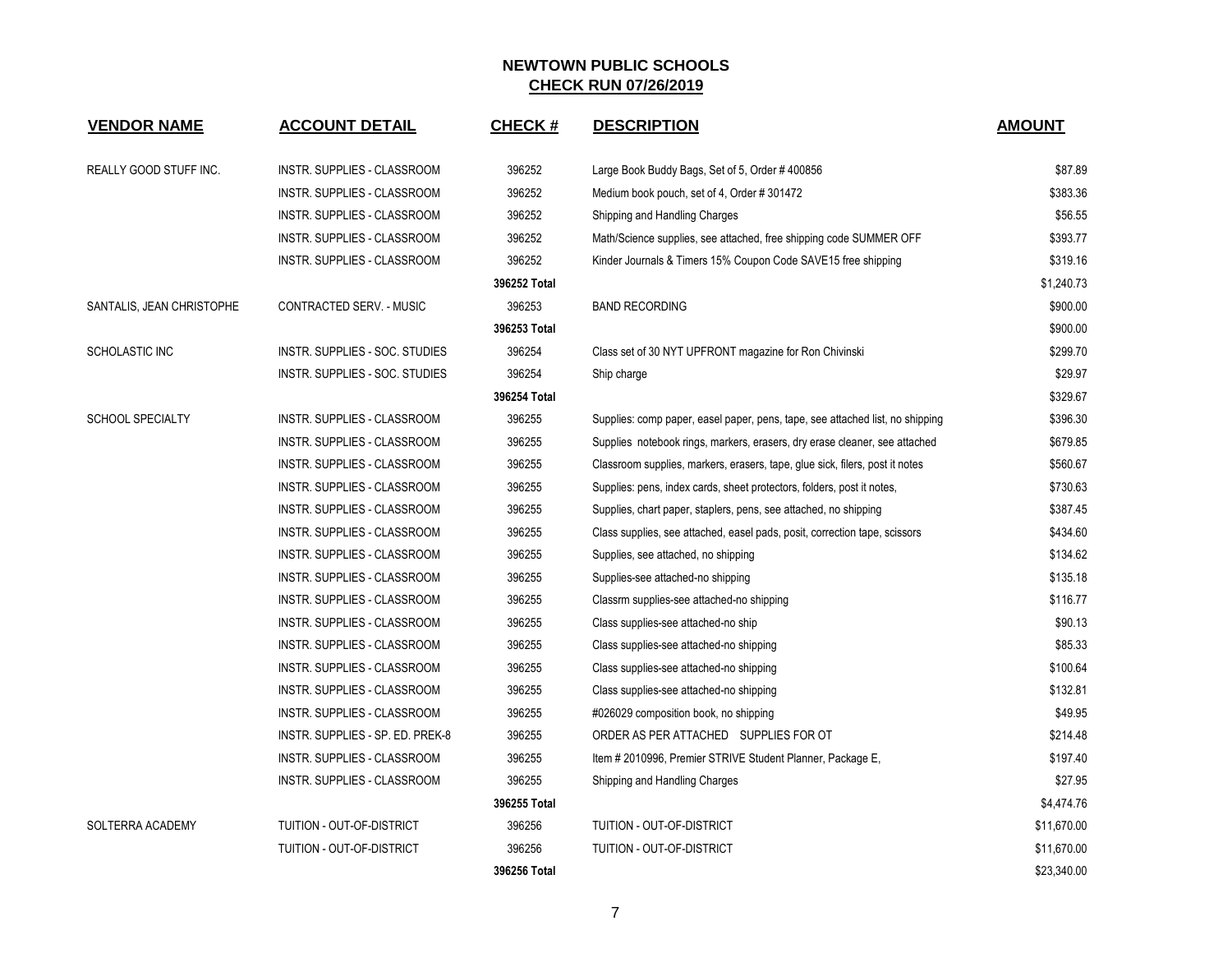# NEWTOWN PUBLIC SCHOOLS

## CHECK RUN 07/26/2019

| VENDOR NAME | ACCOUNT DETAIL | CHECK # | DESCRIPTION | AMOUNT |
|---|---|---|---|---|
| REALLY GOOD STUFF INC. | INSTR. SUPPLIES - CLASSROOM | 396252 | Large Book Buddy Bags, Set of 5, Order # 400856 | $87.89 |
| | INSTR. SUPPLIES - CLASSROOM | 396252 | Medium book pouch, set of 4, Order # 301472 | $383.36 |
| | INSTR. SUPPLIES - CLASSROOM | 396252 | Shipping and Handling Charges | $56.55 |
| | INSTR. SUPPLIES - CLASSROOM | 396252 | Math/Science supplies, see attached, free shipping code SUMMER OFF | $393.77 |
| | INSTR. SUPPLIES - CLASSROOM | 396252 | Kinder Journals & Timers 15% Coupon Code SAVE15 free shipping | $319.16 |
| | | **396252 Total** | | $1,240.73 |
| SANTALIS, JEAN CHRISTOPHE | CONTRACTED SERV. - MUSIC | 396253 | BAND RECORDING | $900.00 |
| | | **396253 Total** | | $900.00 |
| SCHOLASTIC INC | INSTR. SUPPLIES - SOC. STUDIES | 396254 | Class set of 30 NYT UPFRONT magazine for Ron Chivinski | $299.70 |
| | INSTR. SUPPLIES - SOC. STUDIES | 396254 | Ship charge | $29.97 |
| | | **396254 Total** | | $329.67 |
| SCHOOL SPECIALTY | INSTR. SUPPLIES - CLASSROOM | 396255 | Supplies: comp paper, easel paper, pens, tape, see attached list, no shipping | $396.30 |
| | INSTR. SUPPLIES - CLASSROOM | 396255 | Supplies notebook rings, markers, erasers, dry erase cleaner, see attached | $679.85 |
| | INSTR. SUPPLIES - CLASSROOM | 396255 | Classroom supplies, markers, erasers, tape, glue sick, filers, post it notes | $560.67 |
| | INSTR. SUPPLIES - CLASSROOM | 396255 | Supplies: pens, index cards, sheet protectors, folders, post it notes, | $730.63 |
| | INSTR. SUPPLIES - CLASSROOM | 396255 | Supplies, chart paper, staplers, pens, see attached, no shipping | $387.45 |
| | INSTR. SUPPLIES - CLASSROOM | 396255 | Class supplies, see attached, easel pads, posit, correction tape, scissors | $434.60 |
| | INSTR. SUPPLIES - CLASSROOM | 396255 | Supplies, see attached, no shipping | $134.62 |
| | INSTR. SUPPLIES - CLASSROOM | 396255 | Supplies-see attached-no shipping | $135.18 |
| | INSTR. SUPPLIES - CLASSROOM | 396255 | Classrm supplies-see attached-no shipping | $116.77 |
| | INSTR. SUPPLIES - CLASSROOM | 396255 | Class supplies-see attached-no ship | $90.13 |
| | INSTR. SUPPLIES - CLASSROOM | 396255 | Class supplies-see attached-no shipping | $85.33 |
| | INSTR. SUPPLIES - CLASSROOM | 396255 | Class supplies-see attached-no shipping | $100.64 |
| | INSTR. SUPPLIES - CLASSROOM | 396255 | Class supplies-see attached-no shipping | $132.81 |
| | INSTR. SUPPLIES - CLASSROOM | 396255 | #026029 composition book, no shipping | $49.95 |
| | INSTR. SUPPLIES - SP. ED. PREK-8 | 396255 | ORDER AS PER ATTACHED SUPPLIES FOR OT | $214.48 |
| | INSTR. SUPPLIES - CLASSROOM | 396255 | Item # 2010996, Premier STRIVE Student Planner, Package E, | $197.40 |
| | INSTR. SUPPLIES - CLASSROOM | 396255 | Shipping and Handling Charges | $27.95 |
| | | **396255 Total** | | $4,474.76 |
| SOLTERRA ACADEMY | TUITION - OUT-OF-DISTRICT | 396256 | TUITION - OUT-OF-DISTRICT | $11,670.00 |
| | TUITION - OUT-OF-DISTRICT | 396256 | TUITION - OUT-OF-DISTRICT | $11,670.00 |
| | | **396256 Total** | | $23,340.00 |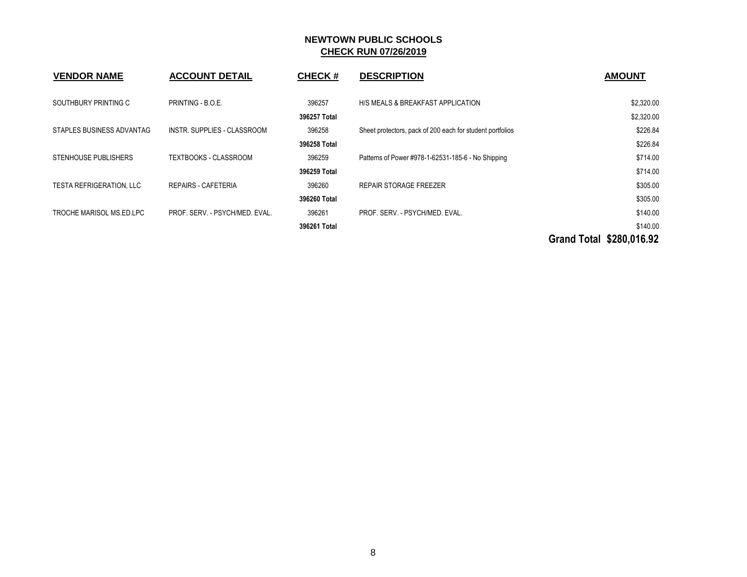**NEWTOWN PUBLIC SCHOOLS**
**CHECK RUN 07/26/2019**

| VENDOR NAME | ACCOUNT DETAIL | CHECK # | DESCRIPTION | AMOUNT |
|---|---|---|---|---|
| SOUTHBURY PRINTING C | PRINTING - B.O.E. | 396257 | H/S MEALS & BREAKFAST APPLICATION | $2,320.00 |
| | | **396257 Total** | | $2,320.00 |
| STAPLES BUSINESS ADVANTAG | INSTR. SUPPLIES - CLASSROOM | 396258 | Sheet protectors, pack of 200 each for student portfolios | $226.84 |
| | | **396258 Total** | | $226.84 |
| STENHOUSE PUBLISHERS | TEXTBOOKS - CLASSROOM | 396259 | Patterns of Power #978-1-62531-185-6 - No Shipping | $714.00 |
| | | **396259 Total** | | $714.00 |
| TESTA REFRIGERATION, LLC | REPAIRS - CAFETERIA | 396260 | REPAIR STORAGE FREEZER | $305.00 |
| | | **396260 Total** | | $305.00 |
| TROCHE MARISOL MS.ED.LPC | PROF. SERV. - PSYCH/MED. EVAL. | 396261 | PROF. SERV. - PSYCH/MED. EVAL. | $140.00 |
| | | **396261 Total** | | $140.00 |
| | | | **Grand Total** | **$280,016.92** |